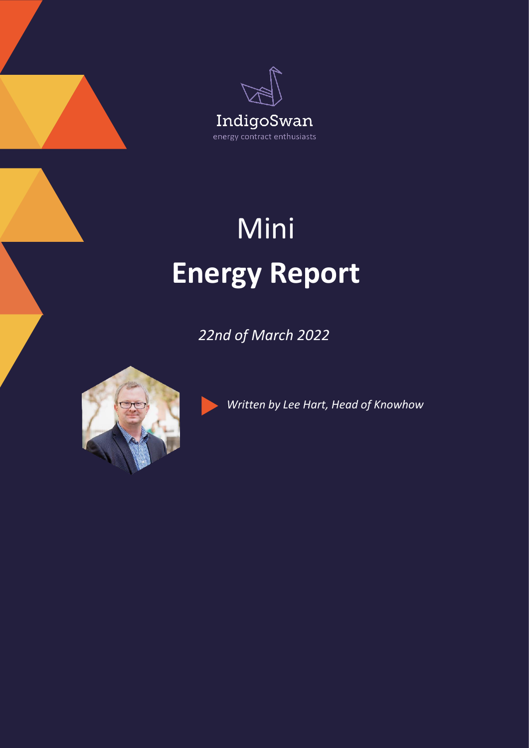IndigoSwan

energy contract enthusiasts

# Mini
# **Energy Report**

*22nd of March 2022*

*Written by Lee Hart, Head of Knowhow*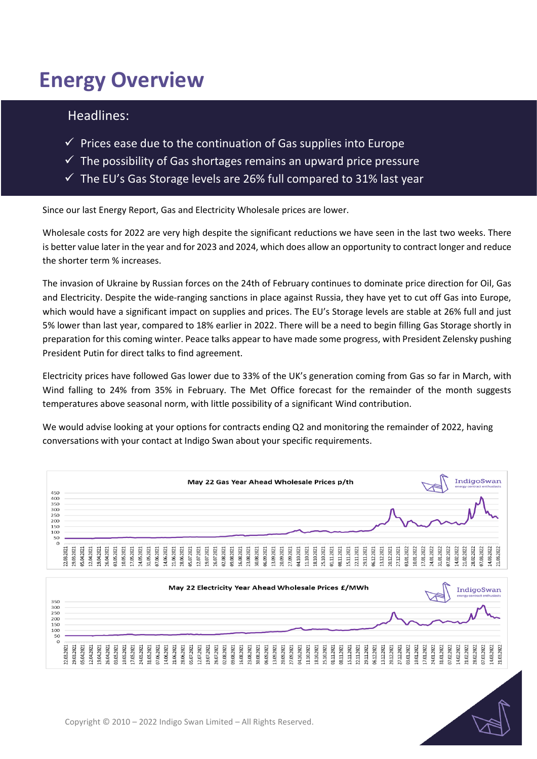# Energy Overview

## Headlines:

- ✓ Prices ease due to the continuation of Gas supplies into Europe
- ✓ The possibility of Gas shortages remains an upward price pressure
- ✓ The EU's Gas Storage levels are 26% full compared to 31% last year

Since our last Energy Report, Gas and Electricity Wholesale prices are lower.

Wholesale costs for 2022 are very high despite the significant reductions we have seen in the last two weeks. There is better value later in the year and for 2023 and 2024, which does allow an opportunity to contract longer and reduce the shorter term % increases.

The invasion of Ukraine by Russian forces on the 24th of February continues to dominate price direction for Oil, Gas and Electricity. Despite the wide-ranging sanctions in place against Russia, they have yet to cut off Gas into Europe, which would have a significant impact on supplies and prices. The EU's Storage levels are stable at 26% full and just 5% lower than last year, compared to 18% earlier in 2022. There will be a need to begin filling Gas Storage shortly in preparation for this coming winter. Peace talks appear to have made some progress, with President Zelensky pushing President Putin for direct talks to find agreement.

Electricity prices have followed Gas lower due to 33% of the UK's generation coming from Gas so far in March, with Wind falling to 24% from 35% in February. The Met Office forecast for the remainder of the month suggests temperatures above seasonal norm, with little possibility of a significant Wind contribution.

We would advise looking at your options for contracts ending Q2 and monitoring the remainder of 2022, having conversations with your contact at Indigo Swan about your specific requirements.

May 22 Gas Year Ahead Wholesale Prices p/th

IndigoSwan energy contract enthusiasts

450
400
350
300
250
200
150
100
50
0

22.03.2021 … 21.03.2022

May 22 Electricity Year Ahead Wholesale Prices £/MWh

IndigoSwan energy contract enthusiasts

350
300
250
200
150
100
50
0

22.03.2021 … 21.03.2022

Copyright © 2010 – 2022 Indigo Swan Limited – All Rights Reserved.